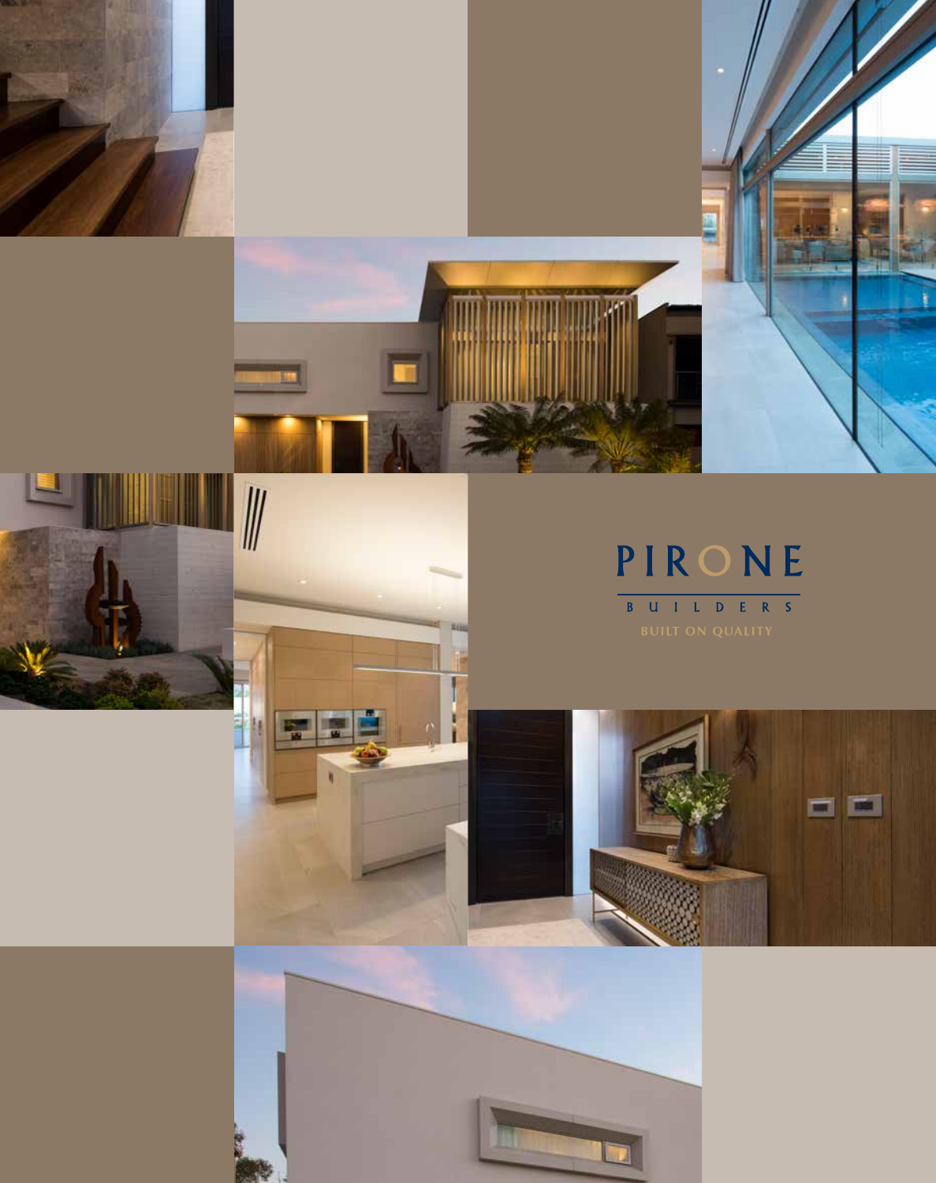# PIRONE

BUILDERS

BUILT ON QUALITY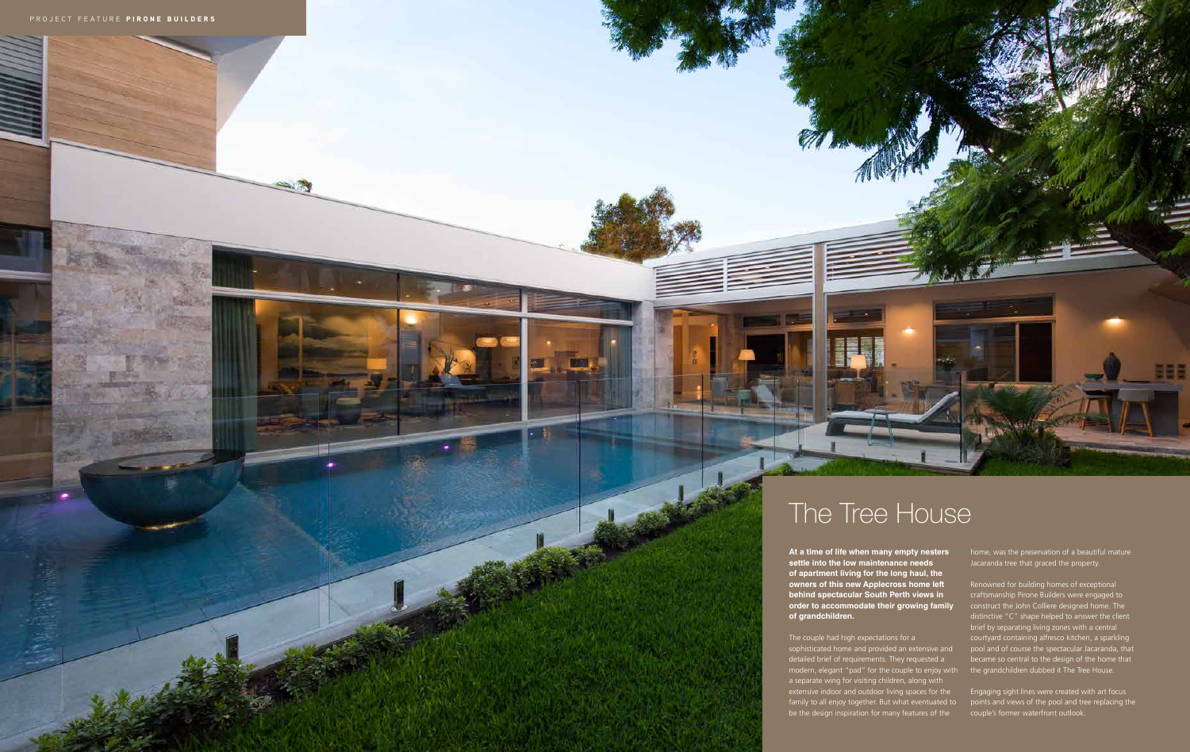# The Tree House

**At a time of life when many empty nesters settle into the low maintenance needs of apartment living for the long haul, the owners of this new Applecross home left behind spectacular South Perth views in order to accommodate their growing family of grandchildren.**

The couple had high expectations for a sophisticated home and provided an extensive and detailed brief of requirements. They requested a modern, elegant "pad" for the couple to enjoy with a separate wing for visiting children, along with extensive indoor and outdoor living spaces for the family to all enjoy together. But what eventuated to be the design inspiration for many features of the home, was the preservation of a beautiful mature Jacaranda tree that graced the property.

Renowned for building homes of exceptional craftsmanship Pirone Builders were engaged to construct the John Colliere designed home. The distinctive "C" shape helped to answer the client brief by separating living zones with a central courtyard containing alfresco kitchen, a sparkling pool and of course the spectacular Jacaranda, that became so central to the design of the home that the grandchildren dubbed it The Tree House.

Engaging sight lines were created with art focus points and views of the pool and tree replacing the couple's former waterfront outlook.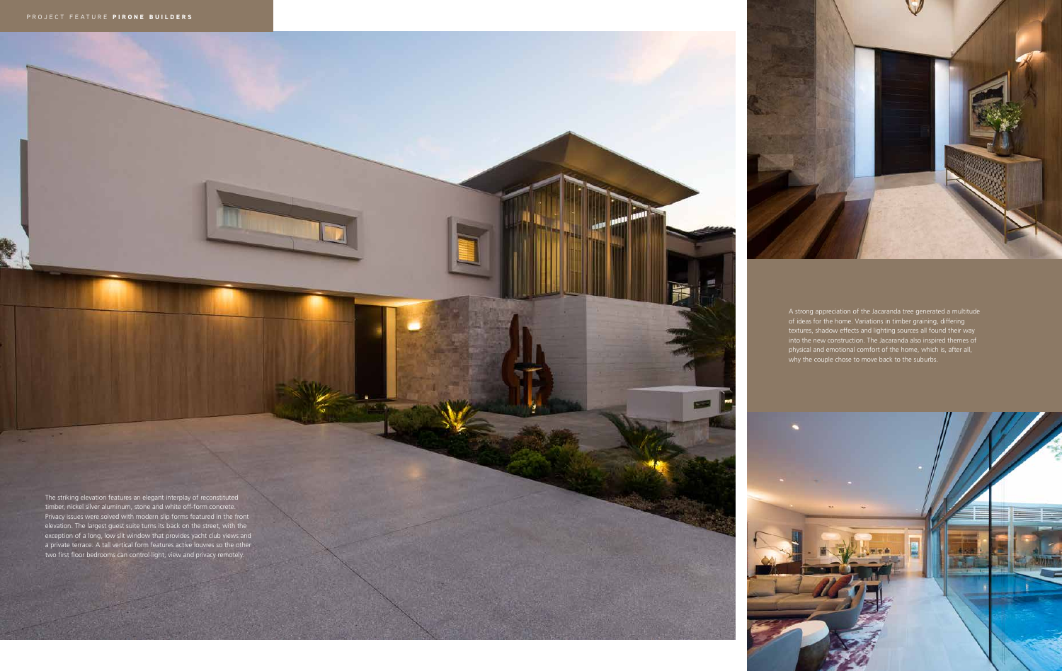The striking elevation features an elegant interplay of reconstituted timber, nickel silver aluminum, stone and white off-form concrete. Privacy issues were solved with modern slip forms featured in the front elevation. The largest guest suite turns its back on the street, with the exception of a long, low slit window that provides yacht club views and a private terrace. A tall vertical form features active louvres so the other two first floor bedrooms can control light, view and privacy remotely.

A strong appreciation of the Jacaranda tree generated a multitude of ideas for the home. Variations in timber graining, differing textures, shadow effects and lighting sources all found their way into the new construction. The Jacaranda also inspired themes of physical and emotional comfort of the home, which is, after all, why the couple chose to move back to the suburbs.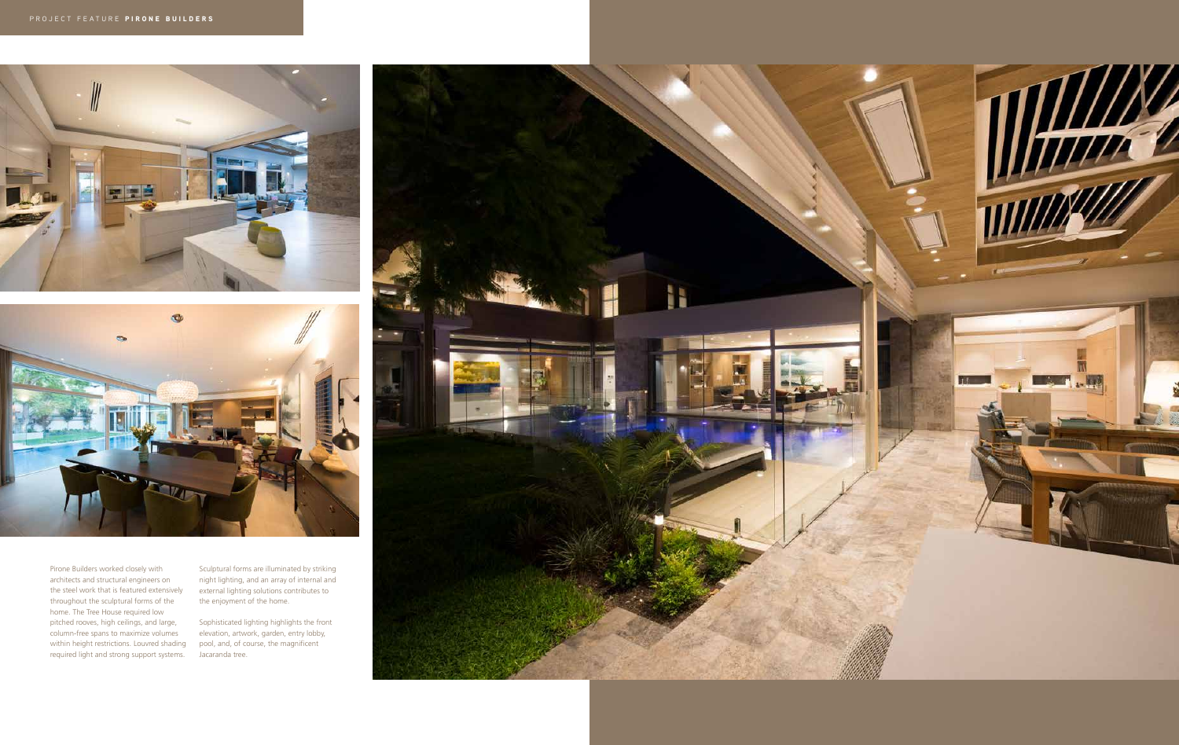Pirone Builders worked closely with architects and structural engineers on the steel work that is featured extensively throughout the sculptural forms of the home. The Tree House required low pitched rooves, high ceilings, and large, column-free spans to maximize volumes within height restrictions. Louvred shading required light and strong support systems.

Sculptural forms are illuminated by striking night lighting, and an array of internal and external lighting solutions contributes to the enjoyment of the home.

Sophisticated lighting highlights the front elevation, artwork, garden, entry lobby, pool, and, of course, the magnificent Jacaranda tree.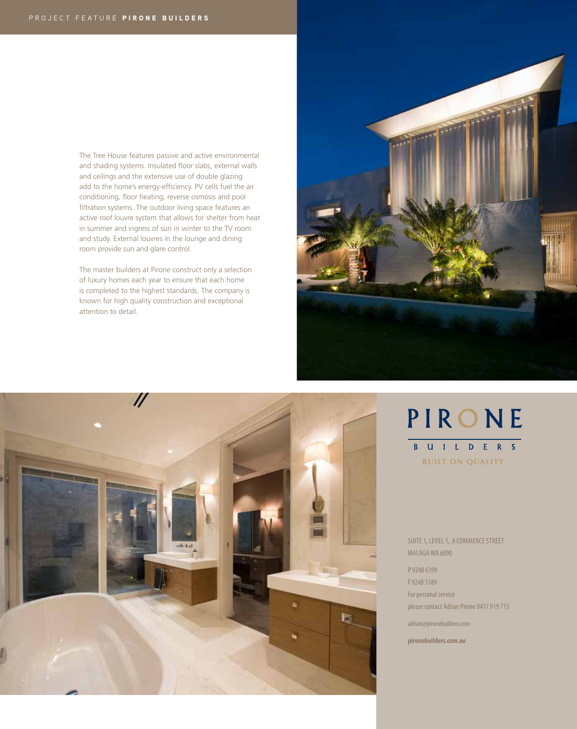The Tree House features passive and active environmental and shading systems. Insulated floor slabs, external walls and ceilings and the extensive use of double glazing add to the home's energy-efficiency. PV cells fuel the air conditioning, floor heating, reverse osmosis and pool filtration systems. The outdoor living space features an active roof louvre system that allows for shelter from heat in summer and ingress of sun in winter to the TV room and study. External louvres in the lounge and dining room provide sun and glare control.

The master builders at Pirone construct only a selection of luxury homes each year to ensure that each home is completed to the highest standards. The company is known for high quality construction and exceptional attention to detail.

PIRONE

BUILDERS

BUILT ON QUALITY

SUITE 1, LEVEL 1, 8 COMMERCE STREET
MALAGA WA 6090

P 9248 6399
F 9248 5189
For personal service
please contact Adrian Pirone 0417 919 715

adrian@pironebuilders.com

**pironebuilders.com.au**